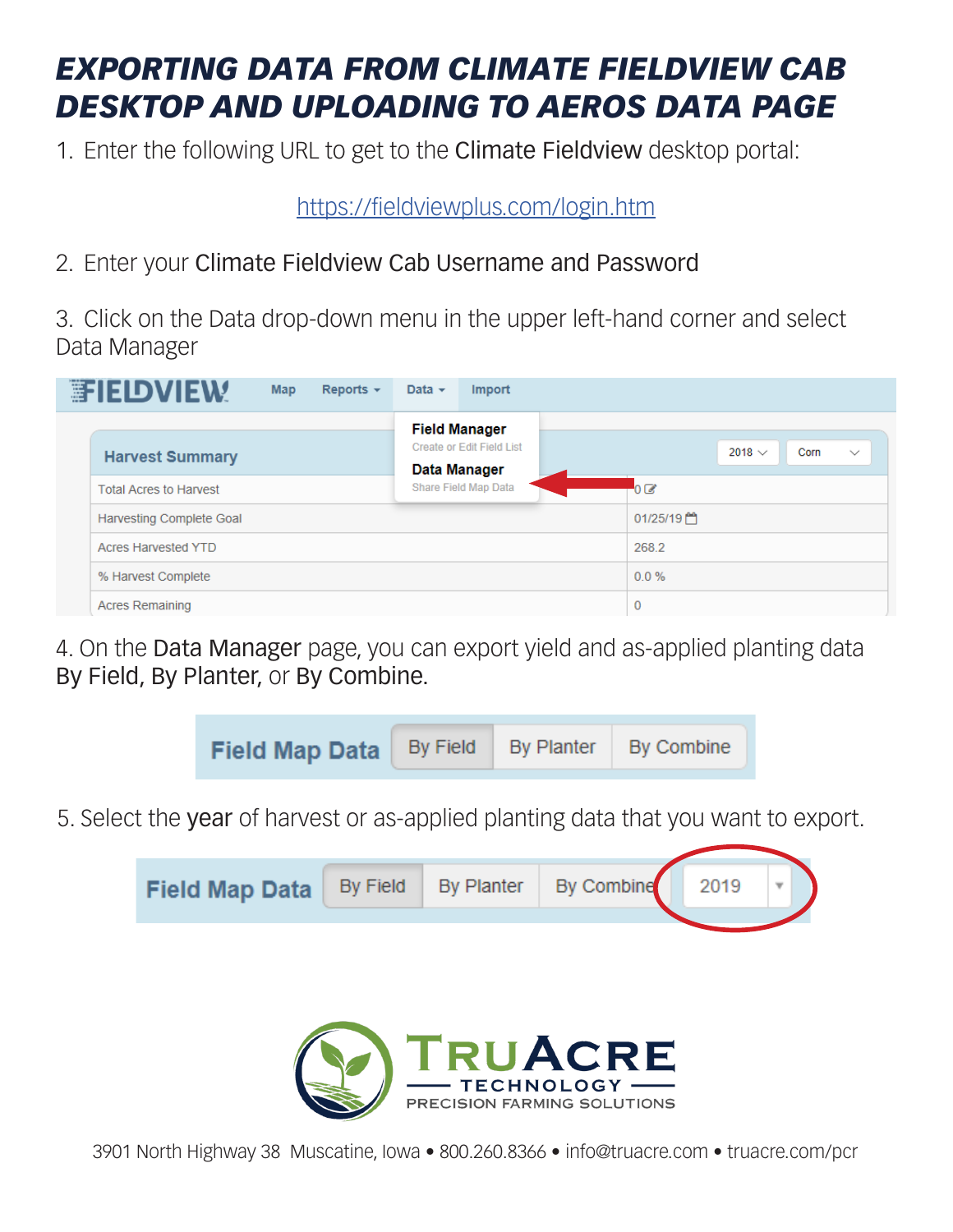# EXPORTING DATA FROM CLIMATE FIELDVIEW CAB DESKTOP AND UPLOADING TO AEROS DATA PAGE

1. Enter the following URL to get to the **Climate Fieldview** desktop portal:

   https://fieldviewplus.com/login.htm

2. Enter your **Climate Fieldview Cab Username and Password**

3. Click on the Data drop-down menu in the upper left-hand corner and select Data Manager

4. On the **Data Manager** page, you can export yield and as-applied planting data **By Field, By Planter,** or **By Combine.**

5. Select the **year** of harvest or as-applied planting data that you want to export.

3901 North Highway 38 Muscatine, Iowa • 800.260.8366 • info@truacre.com • truacre.com/pcr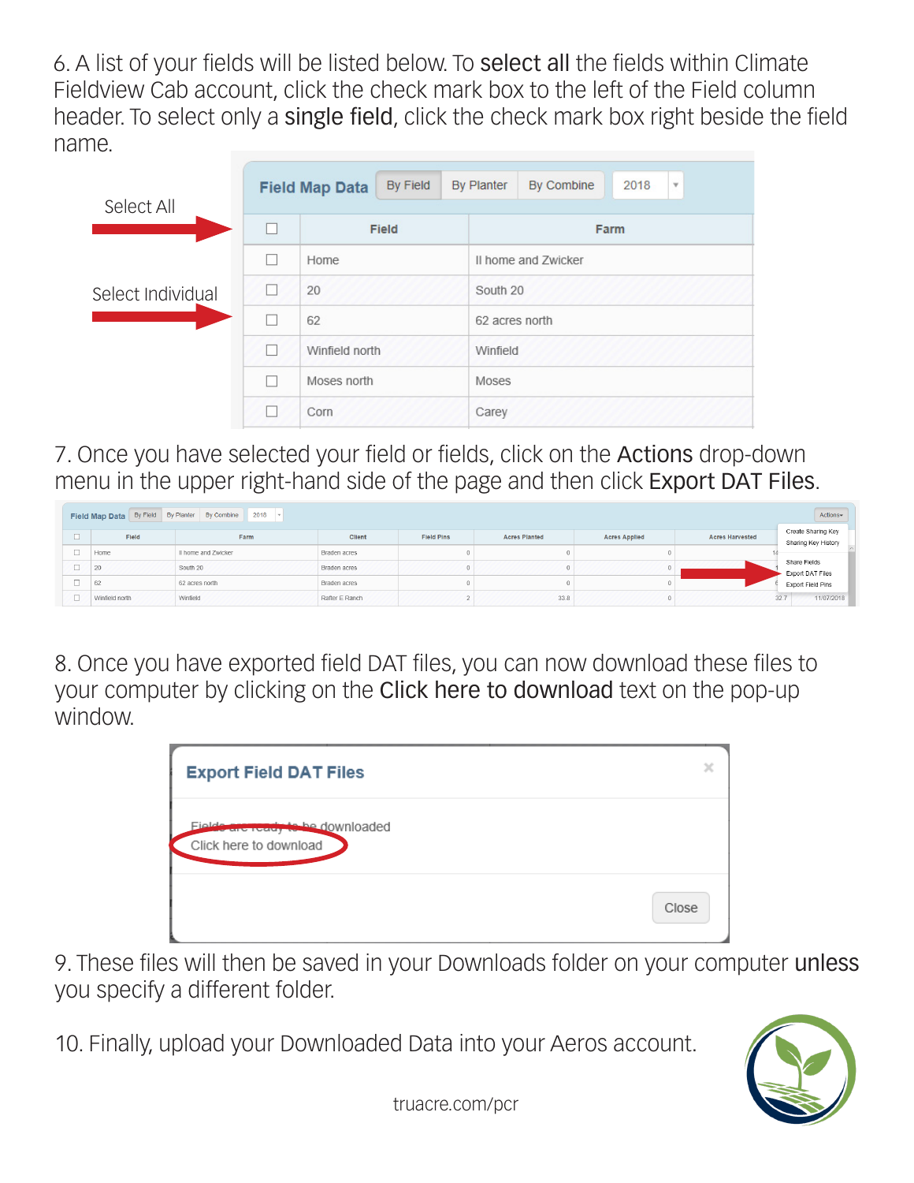6. A list of your fields will be listed below. To **select all** the fields within Climate Fieldview Cab account, click the check mark box to the left of the Field column header. To select only a **single field**, click the check mark box right beside the field name.

Select All

Select Individual

Field Map Data | By Field | By Planter | By Combine | 2018

| ☐ | Field | Farm |
|---|---|---|
| ☐ | Home | Il home and Zwicker |
| ☐ | 20 | South 20 |
| ☐ | 62 | 62 acres north |
| ☐ | Winfield north | Winfield |
| ☐ | Moses north | Moses |
| ☐ | Corn | Carey |

7. Once you have selected your field or fields, click on the **Actions** drop-down menu in the upper right-hand side of the page and then click **Export DAT Files**.

8. Once you have exported field DAT files, you can now download these files to your computer by clicking on the **Click here to download** text on the pop-up window.

**Export Field DAT Files**

Fields are ready to be downloaded
Click here to download

Close

9. These files will then be saved in your Downloads folder on your computer **unless** you specify a different folder.

10. Finally, upload your Downloaded Data into your Aeros account.

truacre.com/pcr